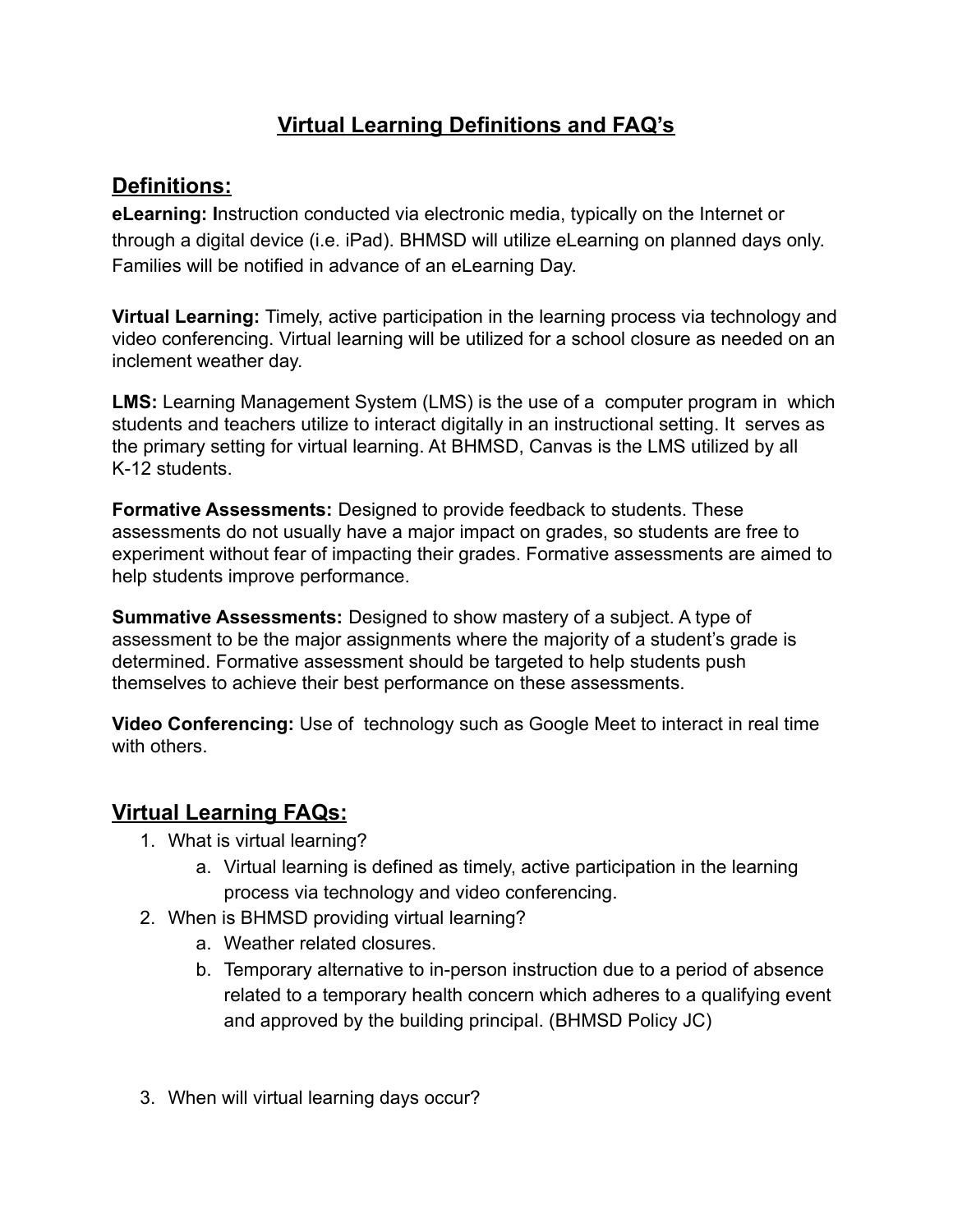# Virtual Learning Definitions and FAQ's

## Definitions:

**eLearning:** Instruction conducted via electronic media, typically on the Internet or through a digital device (i.e. iPad). BHMSD will utilize eLearning on planned days only. Families will be notified in advance of an eLearning Day.

**Virtual Learning:** Timely, active participation in the learning process via technology and video conferencing. Virtual learning will be utilized for a school closure as needed on an inclement weather day.

**LMS:** Learning Management System (LMS) is the use of a computer program in which students and teachers utilize to interact digitally in an instructional setting. It serves as the primary setting for virtual learning. At BHMSD, Canvas is the LMS utilized by all K-12 students.

**Formative Assessments:** Designed to provide feedback to students. These assessments do not usually have a major impact on grades, so students are free to experiment without fear of impacting their grades. Formative assessments are aimed to help students improve performance.

**Summative Assessments:** Designed to show mastery of a subject. A type of assessment to be the major assignments where the majority of a student's grade is determined. Formative assessment should be targeted to help students push themselves to achieve their best performance on these assessments.

**Video Conferencing:** Use of technology such as Google Meet to interact in real time with others.

## Virtual Learning FAQs:

1. What is virtual learning?
    a. Virtual learning is defined as timely, active participation in the learning process via technology and video conferencing.
2. When is BHMSD providing virtual learning?
    a. Weather related closures.
    b. Temporary alternative to in-person instruction due to a period of absence related to a temporary health concern which adheres to a qualifying event and approved by the building principal. (BHMSD Policy JC)
3. When will virtual learning days occur?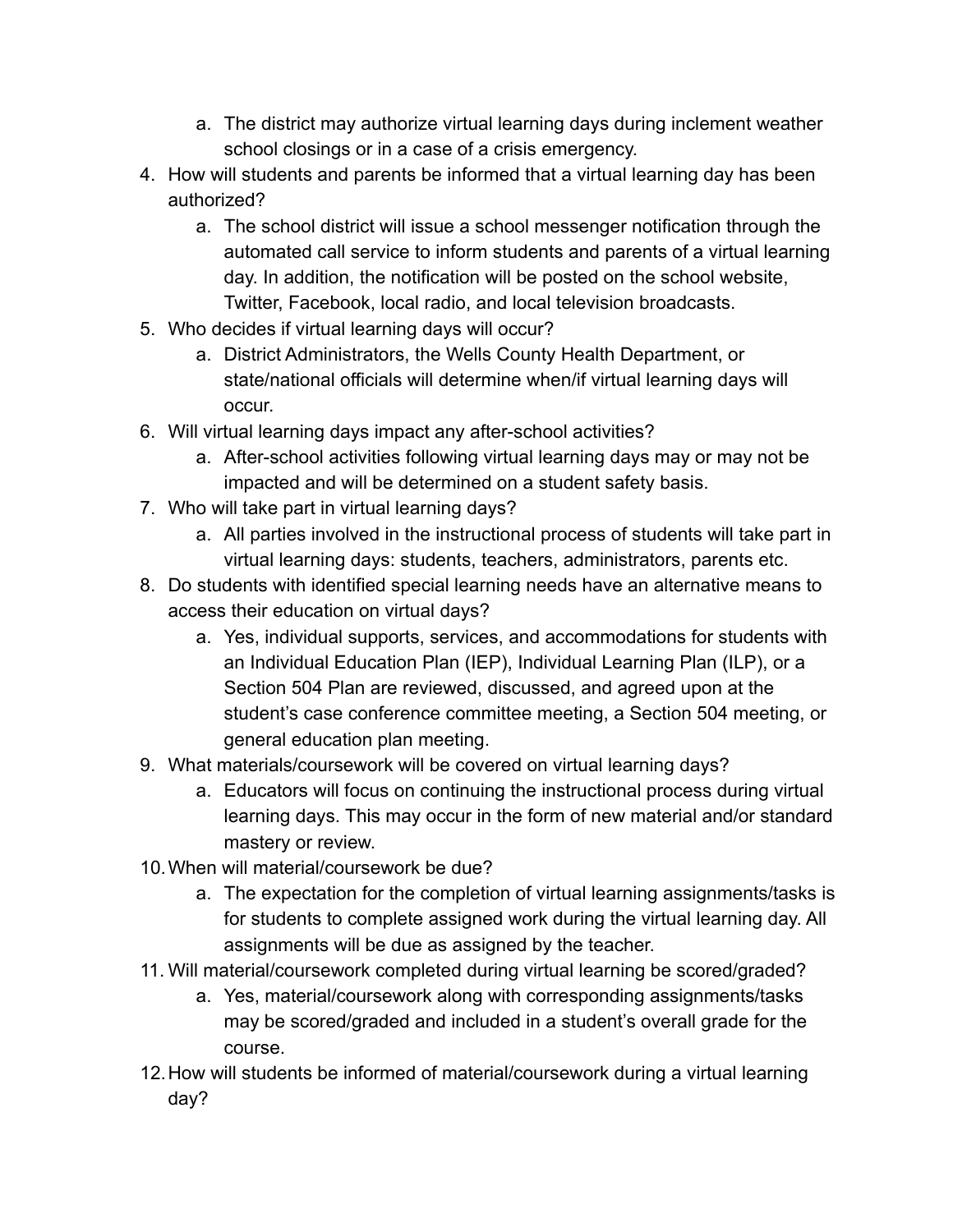a. The district may authorize virtual learning days during inclement weather school closings or in a case of a crisis emergency.

4. How will students and parents be informed that a virtual learning day has been authorized?
   a. The school district will issue a school messenger notification through the automated call service to inform students and parents of a virtual learning day. In addition, the notification will be posted on the school website, Twitter, Facebook, local radio, and local television broadcasts.
5. Who decides if virtual learning days will occur?
   a. District Administrators, the Wells County Health Department, or state/national officials will determine when/if virtual learning days will occur.
6. Will virtual learning days impact any after-school activities?
   a. After-school activities following virtual learning days may or may not be impacted and will be determined on a student safety basis.
7. Who will take part in virtual learning days?
   a. All parties involved in the instructional process of students will take part in virtual learning days: students, teachers, administrators, parents etc.
8. Do students with identified special learning needs have an alternative means to access their education on virtual days?
   a. Yes, individual supports, services, and accommodations for students with an Individual Education Plan (IEP), Individual Learning Plan (ILP), or a Section 504 Plan are reviewed, discussed, and agreed upon at the student's case conference committee meeting, a Section 504 meeting, or general education plan meeting.
9. What materials/coursework will be covered on virtual learning days?
   a. Educators will focus on continuing the instructional process during virtual learning days. This may occur in the form of new material and/or standard mastery or review.
10. When will material/coursework be due?
    a. The expectation for the completion of virtual learning assignments/tasks is for students to complete assigned work during the virtual learning day. All assignments will be due as assigned by the teacher.
11. Will material/coursework completed during virtual learning be scored/graded?
    a. Yes, material/coursework along with corresponding assignments/tasks may be scored/graded and included in a student's overall grade for the course.
12. How will students be informed of material/coursework during a virtual learning day?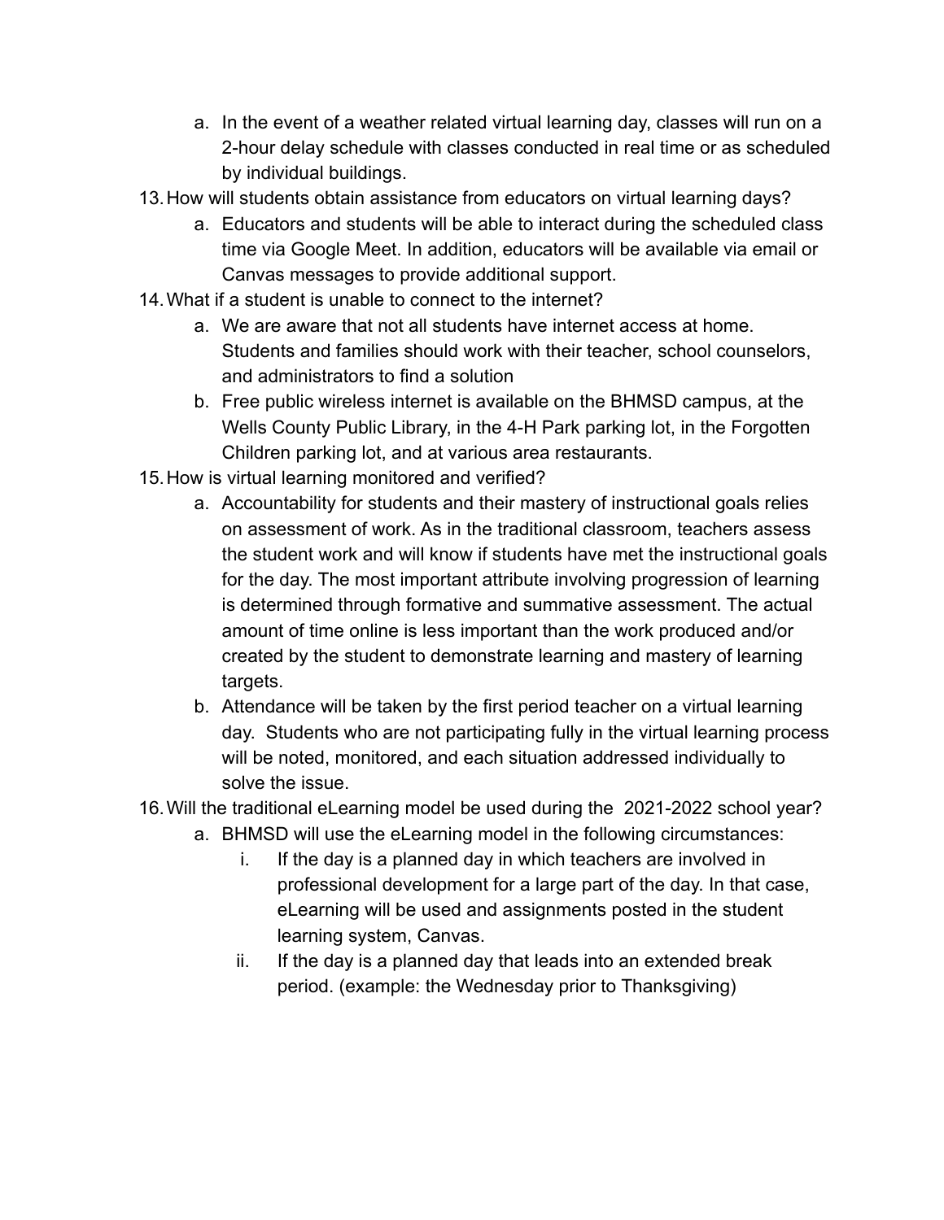a. In the event of a weather related virtual learning day, classes will run on a 2-hour delay schedule with classes conducted in real time or as scheduled by individual buildings.

13. How will students obtain assistance from educators on virtual learning days?
    a. Educators and students will be able to interact during the scheduled class time via Google Meet. In addition, educators will be available via email or Canvas messages to provide additional support.
14. What if a student is unable to connect to the internet?
    a. We are aware that not all students have internet access at home. Students and families should work with their teacher, school counselors, and administrators to find a solution
    b. Free public wireless internet is available on the BHMSD campus, at the Wells County Public Library, in the 4-H Park parking lot, in the Forgotten Children parking lot, and at various area restaurants.
15. How is virtual learning monitored and verified?
    a. Accountability for students and their mastery of instructional goals relies on assessment of work. As in the traditional classroom, teachers assess the student work and will know if students have met the instructional goals for the day. The most important attribute involving progression of learning is determined through formative and summative assessment. The actual amount of time online is less important than the work produced and/or created by the student to demonstrate learning and mastery of learning targets.
    b. Attendance will be taken by the first period teacher on a virtual learning day. Students who are not participating fully in the virtual learning process will be noted, monitored, and each situation addressed individually to solve the issue.
16. Will the traditional eLearning model be used during the 2021-2022 school year?
    a. BHMSD will use the eLearning model in the following circumstances:
       i. If the day is a planned day in which teachers are involved in professional development for a large part of the day. In that case, eLearning will be used and assignments posted in the student learning system, Canvas.
       ii. If the day is a planned day that leads into an extended break period. (example: the Wednesday prior to Thanksgiving)